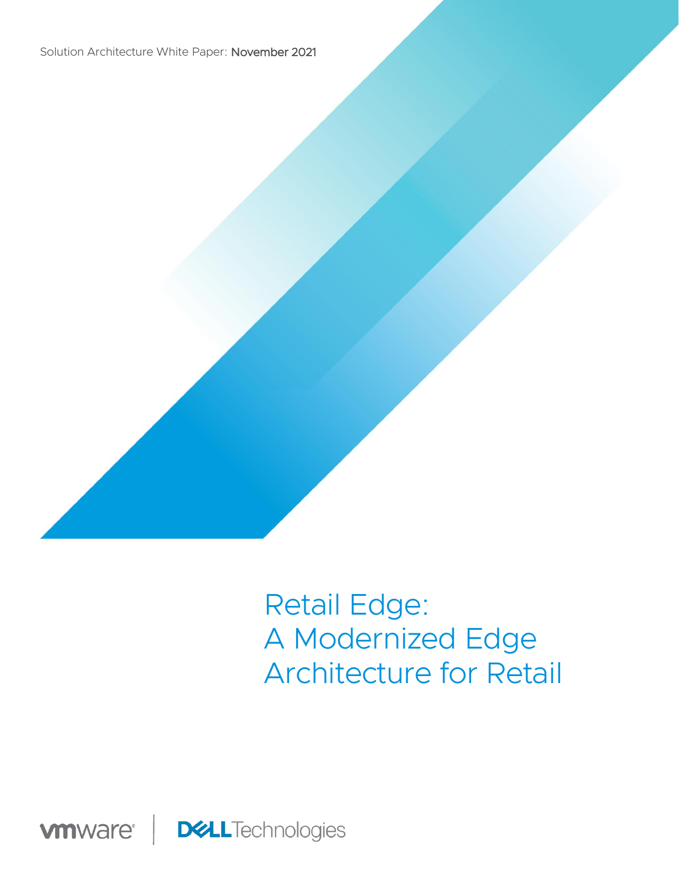Solution Architecture White Paper: November 2021

# Retail Edge: A Modernized Edge Architecture for Retail

vmware | DELL Technologies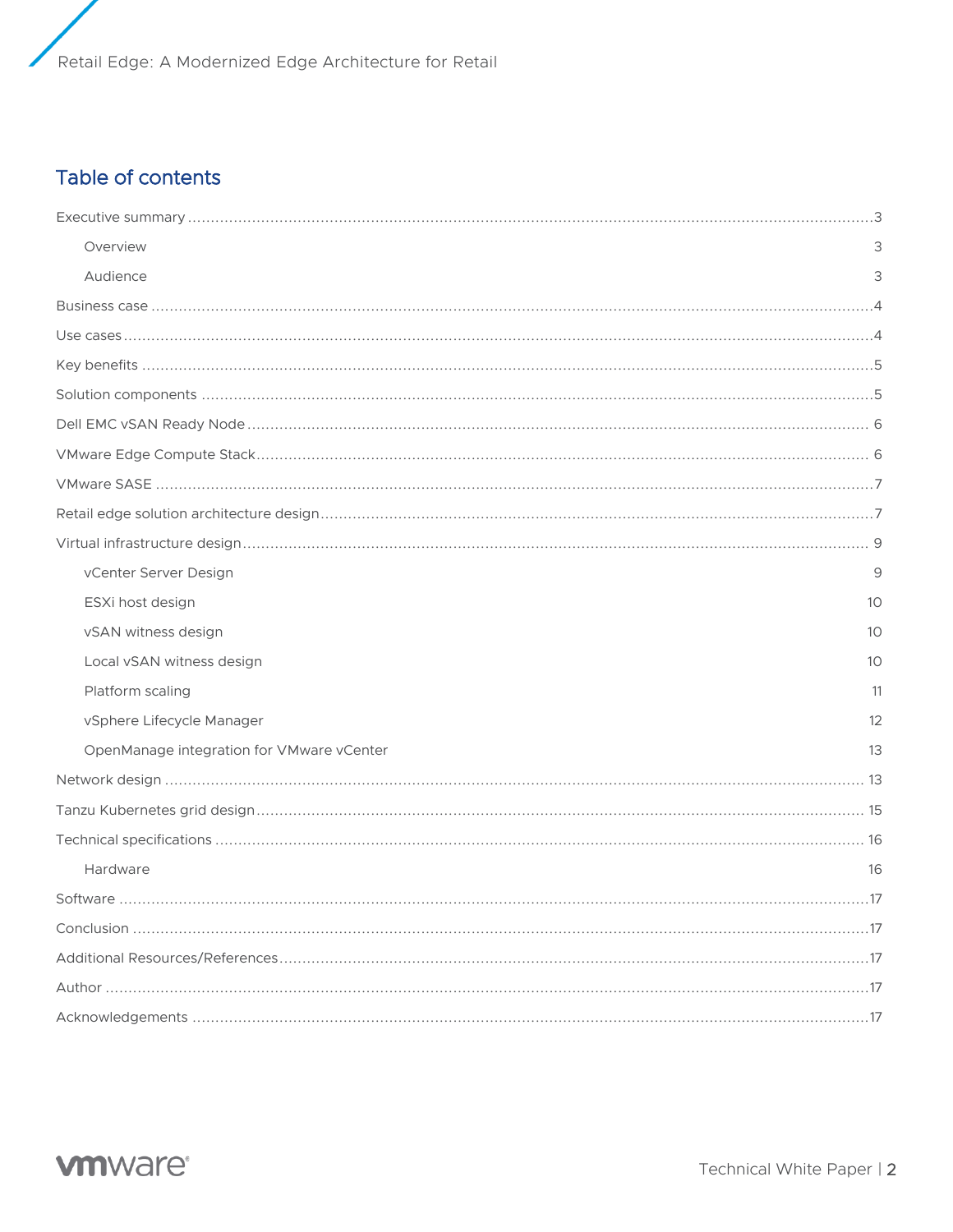## Table of contents

Executive summary .....3

- Overview 3
- Audience 3

Business case .....4

Use cases .....4

Key benefits .....5

Solution components .....5

Dell EMC vSAN Ready Node .....6

VMware Edge Compute Stack .....6

VMware SASE .....7

Retail edge solution architecture design .....7

Virtual infrastructure design .....9

- vCenter Server Design 9
- ESXi host design 10
- vSAN witness design 10
- Local vSAN witness design 10
- Platform scaling 11
- vSphere Lifecycle Manager 12
- OpenManage integration for VMware vCenter 13

Network design .....13

Tanzu Kubernetes grid design .....15

Technical specifications .....16

- Hardware 16

Software .....17

Conclusion .....17

Additional Resources/References .....17

Author .....17

Acknowledgements .....17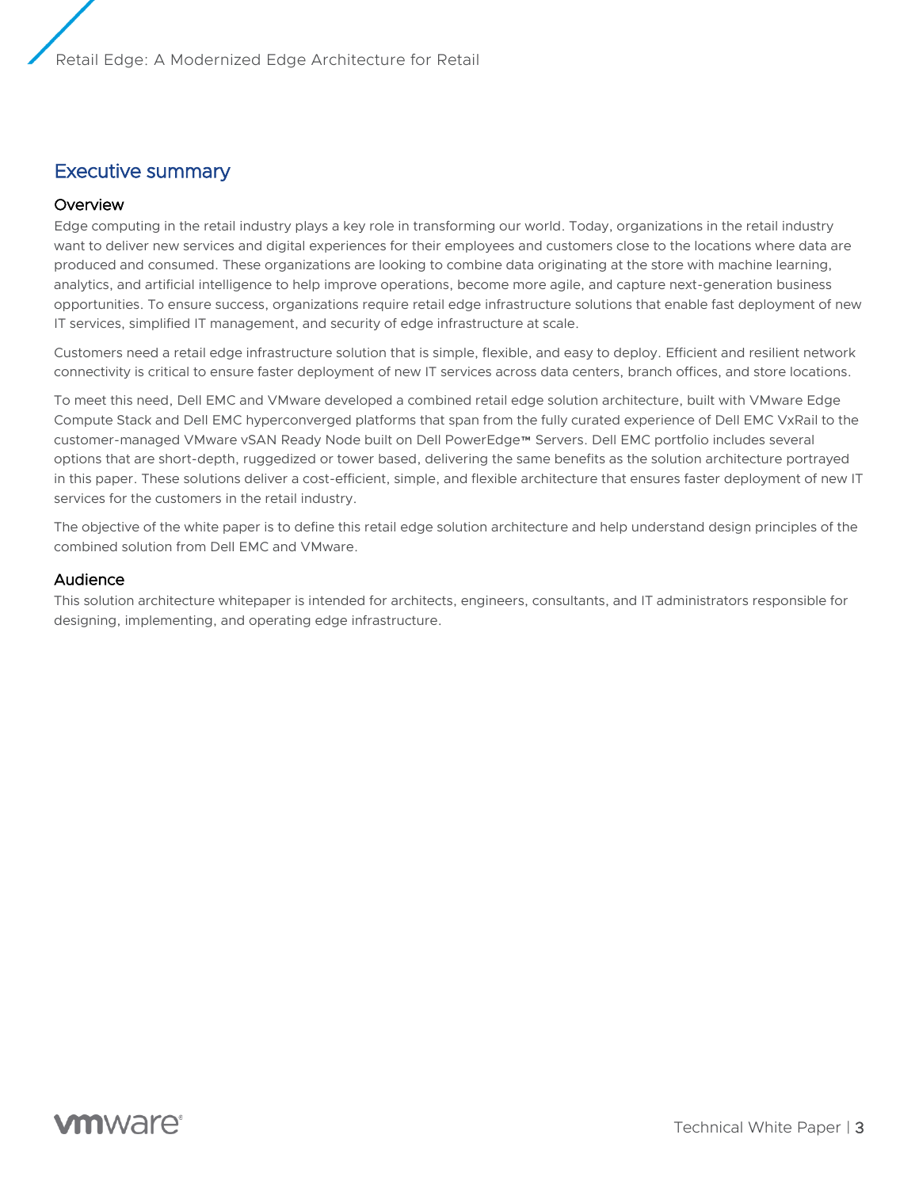## Executive summary

### Overview

Edge computing in the retail industry plays a key role in transforming our world. Today, organizations in the retail industry want to deliver new services and digital experiences for their employees and customers close to the locations where data are produced and consumed. These organizations are looking to combine data originating at the store with machine learning, analytics, and artificial intelligence to help improve operations, become more agile, and capture next-generation business opportunities. To ensure success, organizations require retail edge infrastructure solutions that enable fast deployment of new IT services, simplified IT management, and security of edge infrastructure at scale.

Customers need a retail edge infrastructure solution that is simple, flexible, and easy to deploy. Efficient and resilient network connectivity is critical to ensure faster deployment of new IT services across data centers, branch offices, and store locations.

To meet this need, Dell EMC and VMware developed a combined retail edge solution architecture, built with VMware Edge Compute Stack and Dell EMC hyperconverged platforms that span from the fully curated experience of Dell EMC VxRail to the customer-managed VMware vSAN Ready Node built on Dell PowerEdge™ Servers. Dell EMC portfolio includes several options that are short-depth, ruggedized or tower based, delivering the same benefits as the solution architecture portrayed in this paper. These solutions deliver a cost-efficient, simple, and flexible architecture that ensures faster deployment of new IT services for the customers in the retail industry.

The objective of the white paper is to define this retail edge solution architecture and help understand design principles of the combined solution from Dell EMC and VMware.

### Audience

This solution architecture whitepaper is intended for architects, engineers, consultants, and IT administrators responsible for designing, implementing, and operating edge infrastructure.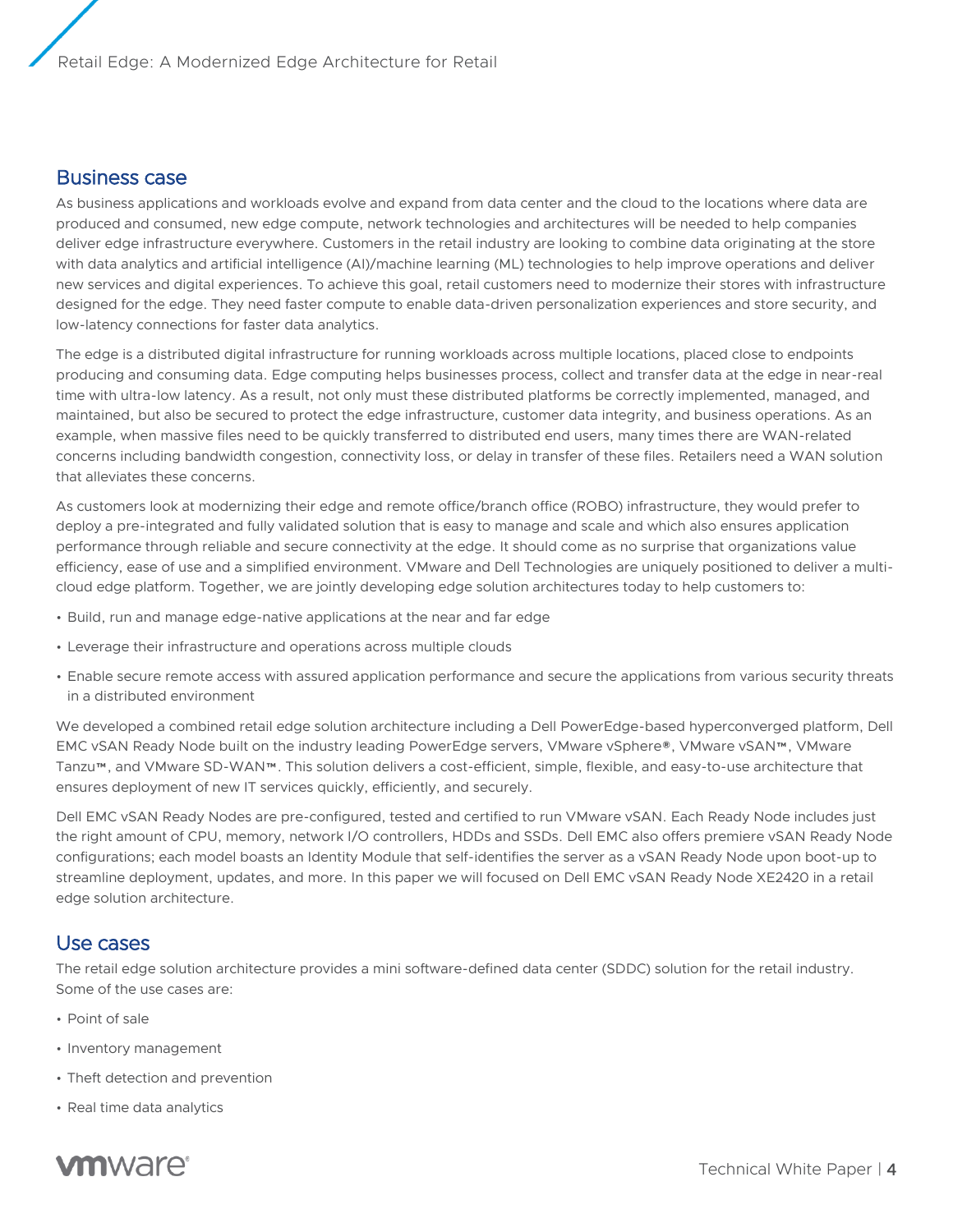## Business case

As business applications and workloads evolve and expand from data center and the cloud to the locations where data are produced and consumed, new edge compute, network technologies and architectures will be needed to help companies deliver edge infrastructure everywhere. Customers in the retail industry are looking to combine data originating at the store with data analytics and artificial intelligence (AI)/machine learning (ML) technologies to help improve operations and deliver new services and digital experiences. To achieve this goal, retail customers need to modernize their stores with infrastructure designed for the edge. They need faster compute to enable data-driven personalization experiences and store security, and low-latency connections for faster data analytics.

The edge is a distributed digital infrastructure for running workloads across multiple locations, placed close to endpoints producing and consuming data. Edge computing helps businesses process, collect and transfer data at the edge in near-real time with ultra-low latency. As a result, not only must these distributed platforms be correctly implemented, managed, and maintained, but also be secured to protect the edge infrastructure, customer data integrity, and business operations. As an example, when massive files need to be quickly transferred to distributed end users, many times there are WAN-related concerns including bandwidth congestion, connectivity loss, or delay in transfer of these files. Retailers need a WAN solution that alleviates these concerns.

As customers look at modernizing their edge and remote office/branch office (ROBO) infrastructure, they would prefer to deploy a pre-integrated and fully validated solution that is easy to manage and scale and which also ensures application performance through reliable and secure connectivity at the edge. It should come as no surprise that organizations value efficiency, ease of use and a simplified environment. VMware and Dell Technologies are uniquely positioned to deliver a multi-cloud edge platform. Together, we are jointly developing edge solution architectures today to help customers to:

- Build, run and manage edge-native applications at the near and far edge
- Leverage their infrastructure and operations across multiple clouds
- Enable secure remote access with assured application performance and secure the applications from various security threats in a distributed environment

We developed a combined retail edge solution architecture including a Dell PowerEdge-based hyperconverged platform, Dell EMC vSAN Ready Node built on the industry leading PowerEdge servers, VMware vSphere®, VMware vSAN™, VMware Tanzu™, and VMware SD-WAN™. This solution delivers a cost-efficient, simple, flexible, and easy-to-use architecture that ensures deployment of new IT services quickly, efficiently, and securely.

Dell EMC vSAN Ready Nodes are pre-configured, tested and certified to run VMware vSAN. Each Ready Node includes just the right amount of CPU, memory, network I/O controllers, HDDs and SSDs. Dell EMC also offers premiere vSAN Ready Node configurations; each model boasts an Identity Module that self-identifies the server as a vSAN Ready Node upon boot-up to streamline deployment, updates, and more. In this paper we will focused on Dell EMC vSAN Ready Node XE2420 in a retail edge solution architecture.

## Use cases

The retail edge solution architecture provides a mini software-defined data center (SDDC) solution for the retail industry. Some of the use cases are:

- Point of sale
- Inventory management
- Theft detection and prevention
- Real time data analytics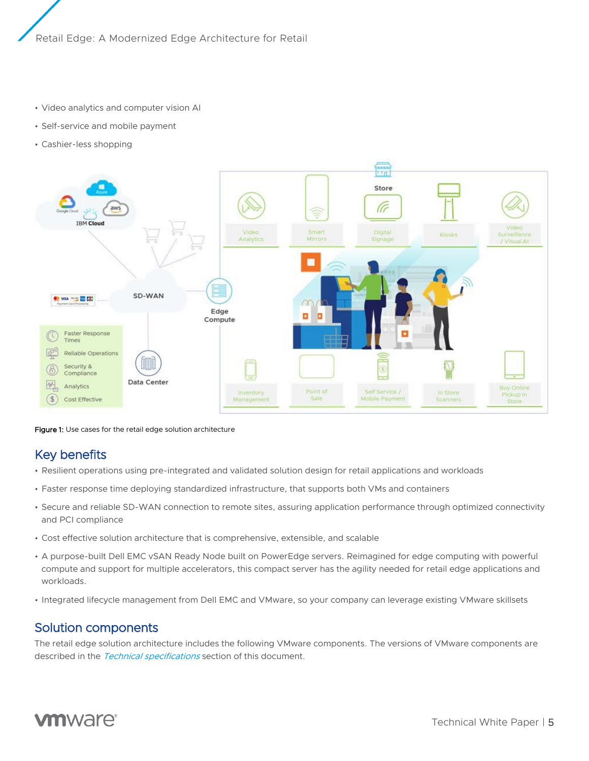- Video analytics and computer vision AI
- Self-service and mobile payment
- Cashier-less shopping

**Figure 1:** Use cases for the retail edge solution architecture

## Key benefits

- Resilient operations using pre-integrated and validated solution design for retail applications and workloads
- Faster response time deploying standardized infrastructure, that supports both VMs and containers
- Secure and reliable SD-WAN connection to remote sites, assuring application performance through optimized connectivity and PCI compliance
- Cost effective solution architecture that is comprehensive, extensible, and scalable
- A purpose-built Dell EMC vSAN Ready Node built on PowerEdge servers. Reimagined for edge computing with powerful compute and support for multiple accelerators, this compact server has the agility needed for retail edge applications and workloads.
- Integrated lifecycle management from Dell EMC and VMware, so your company can leverage existing VMware skillsets

## Solution components

The retail edge solution architecture includes the following VMware components. The versions of VMware components are described in the *Technical specifications* section of this document.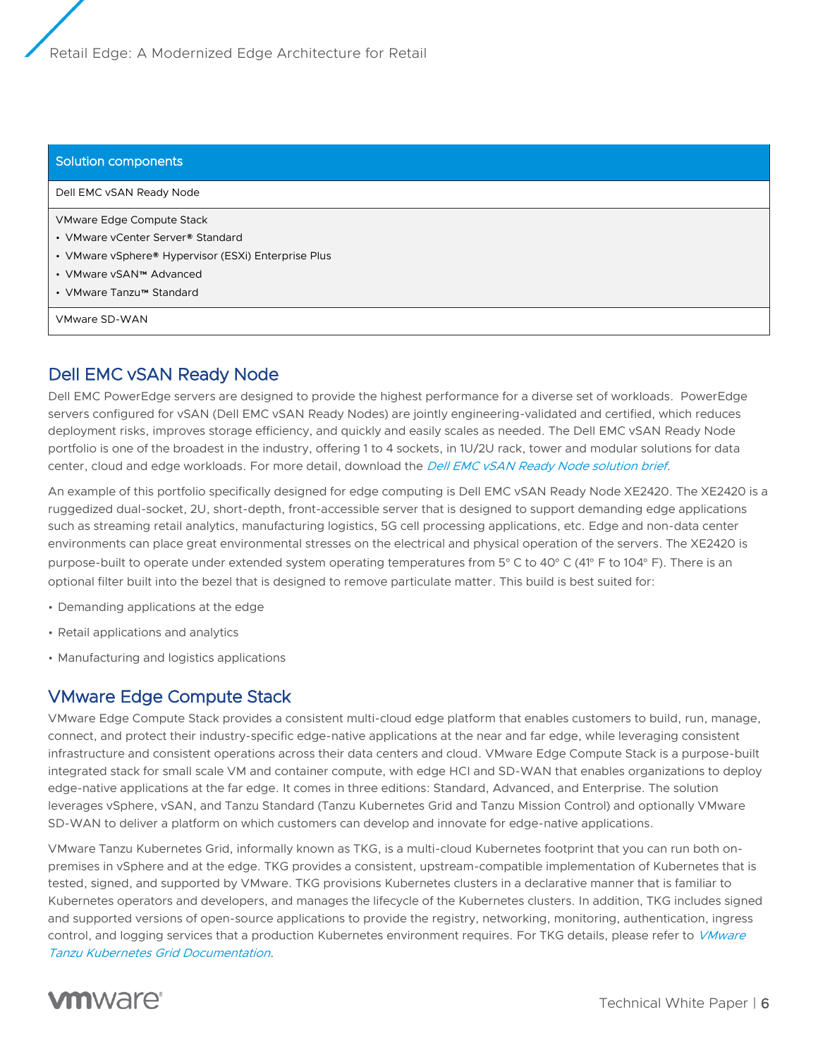| Solution components |
|---|
| Dell EMC vSAN Ready Node |
| VMware Edge Compute Stack<br>• VMware vCenter Server® Standard<br>• VMware vSphere® Hypervisor (ESXi) Enterprise Plus<br>• VMware vSAN™ Advanced<br>• VMware Tanzu™ Standard |
| VMware SD-WAN |

## Dell EMC vSAN Ready Node

Dell EMC PowerEdge servers are designed to provide the highest performance for a diverse set of workloads. PowerEdge servers configured for vSAN (Dell EMC vSAN Ready Nodes) are jointly engineering-validated and certified, which reduces deployment risks, improves storage efficiency, and quickly and easily scales as needed. The Dell EMC vSAN Ready Node portfolio is one of the broadest in the industry, offering 1 to 4 sockets, in 1U/2U rack, tower and modular solutions for data center, cloud and edge workloads. For more detail, download the *Dell EMC vSAN Ready Node solution brief*.

An example of this portfolio specifically designed for edge computing is Dell EMC vSAN Ready Node XE2420. The XE2420 is a ruggedized dual-socket, 2U, short-depth, front-accessible server that is designed to support demanding edge applications such as streaming retail analytics, manufacturing logistics, 5G cell processing applications, etc. Edge and non-data center environments can place great environmental stresses on the electrical and physical operation of the servers. The XE2420 is purpose-built to operate under extended system operating temperatures from 5° C to 40° C (41° F to 104° F). There is an optional filter built into the bezel that is designed to remove particulate matter. This build is best suited for:

- Demanding applications at the edge
- Retail applications and analytics
- Manufacturing and logistics applications

## VMware Edge Compute Stack

VMware Edge Compute Stack provides a consistent multi-cloud edge platform that enables customers to build, run, manage, connect, and protect their industry-specific edge-native applications at the near and far edge, while leveraging consistent infrastructure and consistent operations across their data centers and cloud. VMware Edge Compute Stack is a purpose-built integrated stack for small scale VM and container compute, with edge HCI and SD-WAN that enables organizations to deploy edge-native applications at the far edge. It comes in three editions: Standard, Advanced, and Enterprise. The solution leverages vSphere, vSAN, and Tanzu Standard (Tanzu Kubernetes Grid and Tanzu Mission Control) and optionally VMware SD-WAN to deliver a platform on which customers can develop and innovate for edge-native applications.

VMware Tanzu Kubernetes Grid, informally known as TKG, is a multi-cloud Kubernetes footprint that you can run both on-premises in vSphere and at the edge. TKG provides a consistent, upstream-compatible implementation of Kubernetes that is tested, signed, and supported by VMware. TKG provisions Kubernetes clusters in a declarative manner that is familiar to Kubernetes operators and developers, and manages the lifecycle of the Kubernetes clusters. In addition, TKG includes signed and supported versions of open-source applications to provide the registry, networking, monitoring, authentication, ingress control, and logging services that a production Kubernetes environment requires. For TKG details, please refer to *VMware Tanzu Kubernetes Grid Documentation*.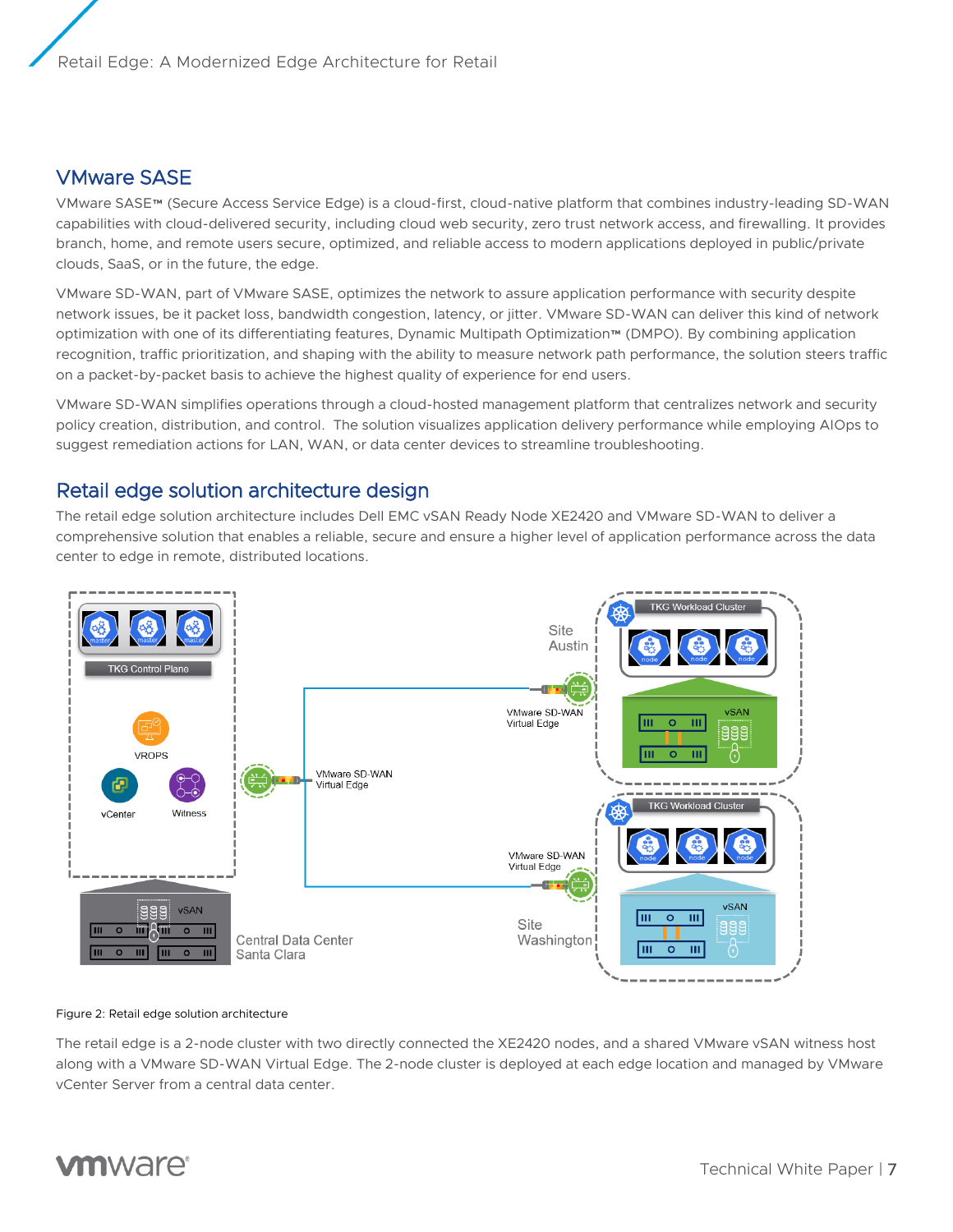## VMware SASE

VMware SASE™ (Secure Access Service Edge) is a cloud-first, cloud-native platform that combines industry-leading SD-WAN capabilities with cloud-delivered security, including cloud web security, zero trust network access, and firewalling. It provides branch, home, and remote users secure, optimized, and reliable access to modern applications deployed in public/private clouds, SaaS, or in the future, the edge.

VMware SD-WAN, part of VMware SASE, optimizes the network to assure application performance with security despite network issues, be it packet loss, bandwidth congestion, latency, or jitter. VMware SD-WAN can deliver this kind of network optimization with one of its differentiating features, Dynamic Multipath Optimization™ (DMPO). By combining application recognition, traffic prioritization, and shaping with the ability to measure network path performance, the solution steers traffic on a packet-by-packet basis to achieve the highest quality of experience for end users.

VMware SD-WAN simplifies operations through a cloud-hosted management platform that centralizes network and security policy creation, distribution, and control. The solution visualizes application delivery performance while employing AIOps to suggest remediation actions for LAN, WAN, or data center devices to streamline troubleshooting.

## Retail edge solution architecture design

The retail edge solution architecture includes Dell EMC vSAN Ready Node XE2420 and VMware SD-WAN to deliver a comprehensive solution that enables a reliable, secure and ensure a higher level of application performance across the data center to edge in remote, distributed locations.

Figure 2: Retail edge solution architecture

The retail edge is a 2-node cluster with two directly connected the XE2420 nodes, and a shared VMware vSAN witness host along with a VMware SD-WAN Virtual Edge. The 2-node cluster is deployed at each edge location and managed by VMware vCenter Server from a central data center.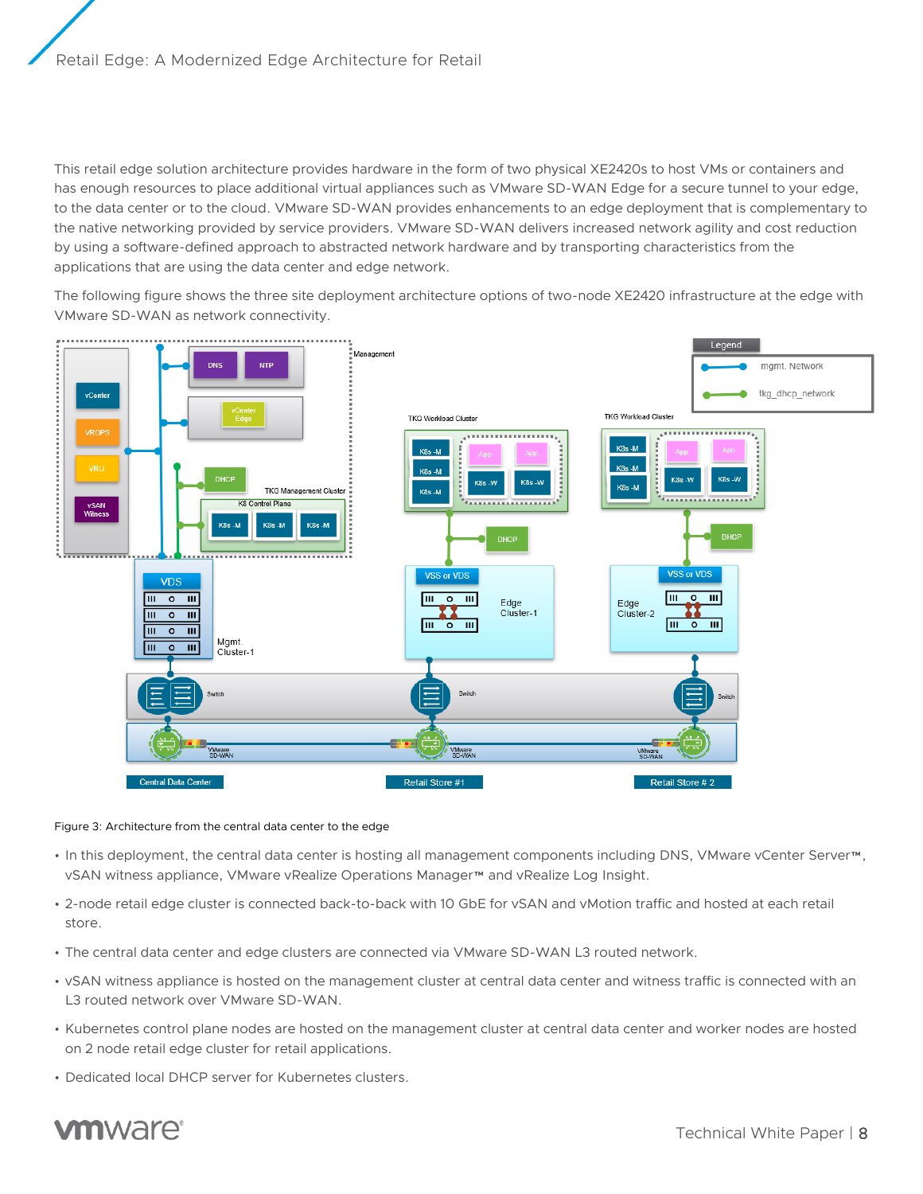This retail edge solution architecture provides hardware in the form of two physical XE2420s to host VMs or containers and has enough resources to place additional virtual appliances such as VMware SD-WAN Edge for a secure tunnel to your edge, to the data center or to the cloud. VMware SD-WAN provides enhancements to an edge deployment that is complementary to the native networking provided by service providers. VMware SD-WAN delivers increased network agility and cost reduction by using a software-defined approach to abstracted network hardware and by transporting characteristics from the applications that are using the data center and edge network.

The following figure shows the three site deployment architecture options of two-node XE2420 infrastructure at the edge with VMware SD-WAN as network connectivity.

Figure 3: Architecture from the central data center to the edge

- In this deployment, the central data center is hosting all management components including DNS, VMware vCenter Server™, vSAN witness appliance, VMware vRealize Operations Manager™ and vRealize Log Insight.
- 2-node retail edge cluster is connected back-to-back with 10 GbE for vSAN and vMotion traffic and hosted at each retail store.
- The central data center and edge clusters are connected via VMware SD-WAN L3 routed network.
- vSAN witness appliance is hosted on the management cluster at central data center and witness traffic is connected with an L3 routed network over VMware SD-WAN.
- Kubernetes control plane nodes are hosted on the management cluster at central data center and worker nodes are hosted on 2 node retail edge cluster for retail applications.
- Dedicated local DHCP server for Kubernetes clusters.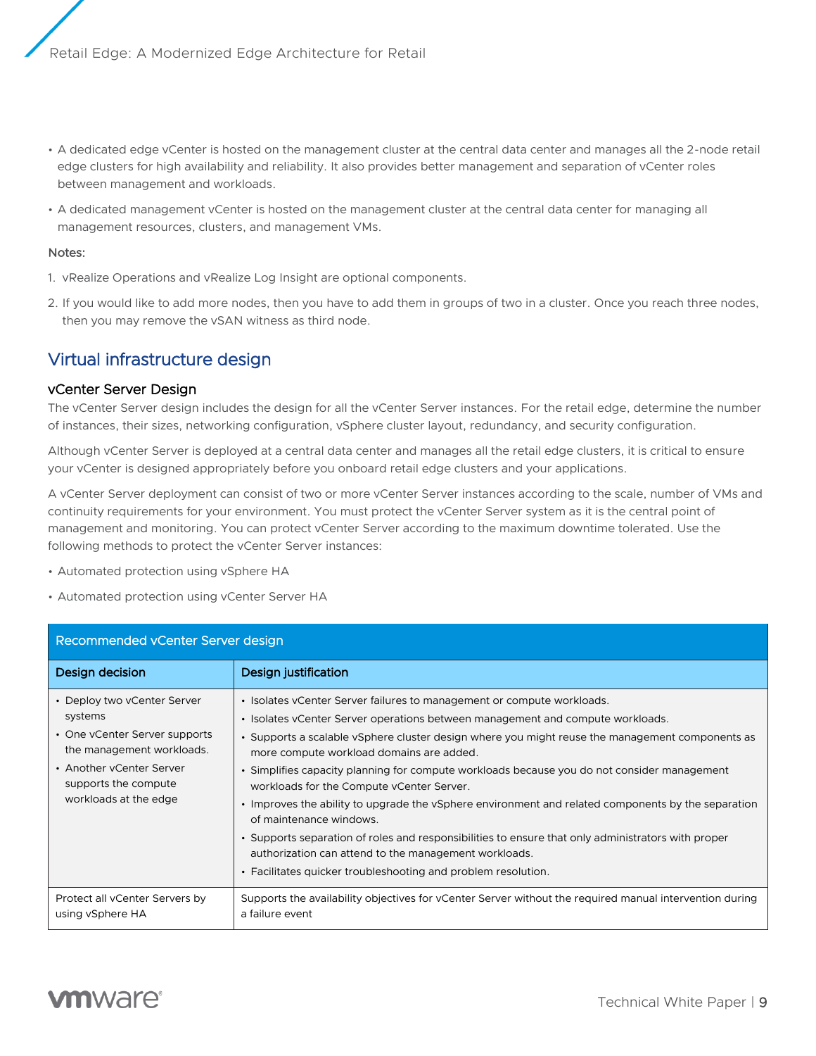- A dedicated edge vCenter is hosted on the management cluster at the central data center and manages all the 2-node retail edge clusters for high availability and reliability. It also provides better management and separation of vCenter roles between management and workloads.
- A dedicated management vCenter is hosted on the management cluster at the central data center for managing all management resources, clusters, and management VMs.

Notes:

1. vRealize Operations and vRealize Log Insight are optional components.
2. If you would like to add more nodes, then you have to add them in groups of two in a cluster. Once you reach three nodes, then you may remove the vSAN witness as third node.

## Virtual infrastructure design

### vCenter Server Design

The vCenter Server design includes the design for all the vCenter Server instances. For the retail edge, determine the number of instances, their sizes, networking configuration, vSphere cluster layout, redundancy, and security configuration.

Although vCenter Server is deployed at a central data center and manages all the retail edge clusters, it is critical to ensure your vCenter is designed appropriately before you onboard retail edge clusters and your applications.

A vCenter Server deployment can consist of two or more vCenter Server instances according to the scale, number of VMs and continuity requirements for your environment. You must protect the vCenter Server system as it is the central point of management and monitoring. You can protect vCenter Server according to the maximum downtime tolerated. Use the following methods to protect the vCenter Server instances:

- Automated protection using vSphere HA
- Automated protection using vCenter Server HA

**Recommended vCenter Server design**

| Design decision | Design justification |
|---|---|
| • Deploy two vCenter Server systems<br>• One vCenter Server supports the management workloads.<br>• Another vCenter Server supports the compute workloads at the edge | • Isolates vCenter Server failures to management or compute workloads.<br>• Isolates vCenter Server operations between management and compute workloads.<br>• Supports a scalable vSphere cluster design where you might reuse the management components as more compute workload domains are added.<br>• Simplifies capacity planning for compute workloads because you do not consider management workloads for the Compute vCenter Server.<br>• Improves the ability to upgrade the vSphere environment and related components by the separation of maintenance windows.<br>• Supports separation of roles and responsibilities to ensure that only administrators with proper authorization can attend to the management workloads.<br>• Facilitates quicker troubleshooting and problem resolution. |
| Protect all vCenter Servers by using vSphere HA | Supports the availability objectives for vCenter Server without the required manual intervention during a failure event |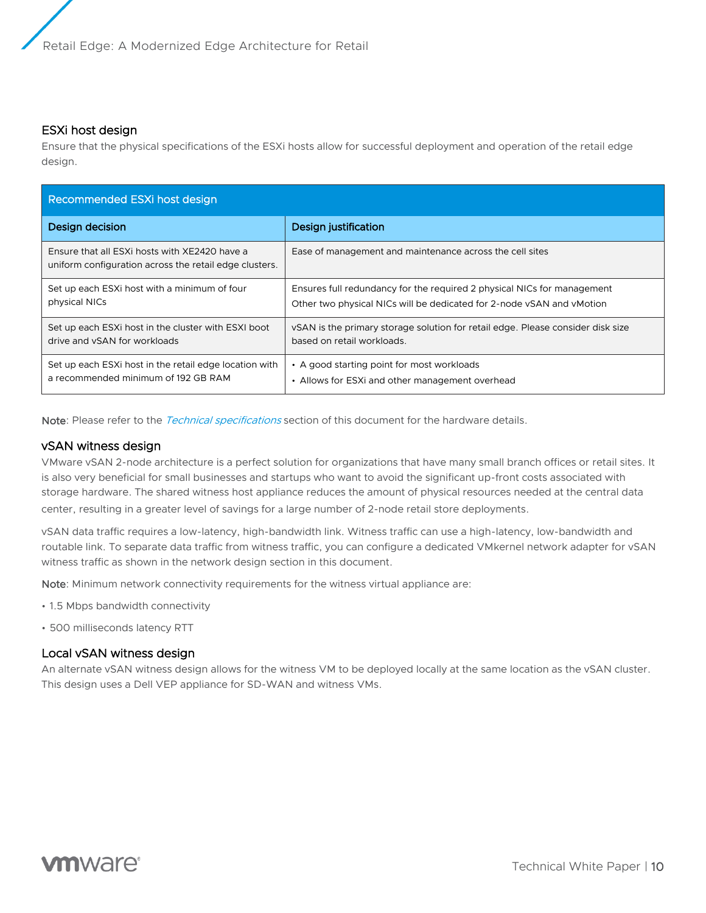## ESXi host design

Ensure that the physical specifications of the ESXi hosts allow for successful deployment and operation of the retail edge design.

| Recommended ESXi host design | |
|---|---|
| **Design decision** | **Design justification** |
| Ensure that all ESXi hosts with XE2420 have a uniform configuration across the retail edge clusters. | Ease of management and maintenance across the cell sites |
| Set up each ESXi host with a minimum of four physical NICs | Ensures full redundancy for the required 2 physical NICs for management<br>Other two physical NICs will be dedicated for 2-node vSAN and vMotion |
| Set up each ESXi host in the cluster with ESXI boot drive and vSAN for workloads | vSAN is the primary storage solution for retail edge. Please consider disk size based on retail workloads. |
| Set up each ESXi host in the retail edge location with a recommended minimum of 192 GB RAM | • A good starting point for most workloads<br>• Allows for ESXi and other management overhead |

**Note**: Please refer to the *Technical specifications* section of this document for the hardware details.

## vSAN witness design

VMware vSAN 2-node architecture is a perfect solution for organizations that have many small branch offices or retail sites. It is also very beneficial for small businesses and startups who want to avoid the significant up-front costs associated with storage hardware. The shared witness host appliance reduces the amount of physical resources needed at the central data center, resulting in a greater level of savings for a large number of 2-node retail store deployments.

vSAN data traffic requires a low-latency, high-bandwidth link. Witness traffic can use a high-latency, low-bandwidth and routable link. To separate data traffic from witness traffic, you can configure a dedicated VMkernel network adapter for vSAN witness traffic as shown in the network design section in this document.

**Note**: Minimum network connectivity requirements for the witness virtual appliance are:

- 1.5 Mbps bandwidth connectivity
- 500 milliseconds latency RTT

## Local vSAN witness design

An alternate vSAN witness design allows for the witness VM to be deployed locally at the same location as the vSAN cluster. This design uses a Dell VEP appliance for SD-WAN and witness VMs.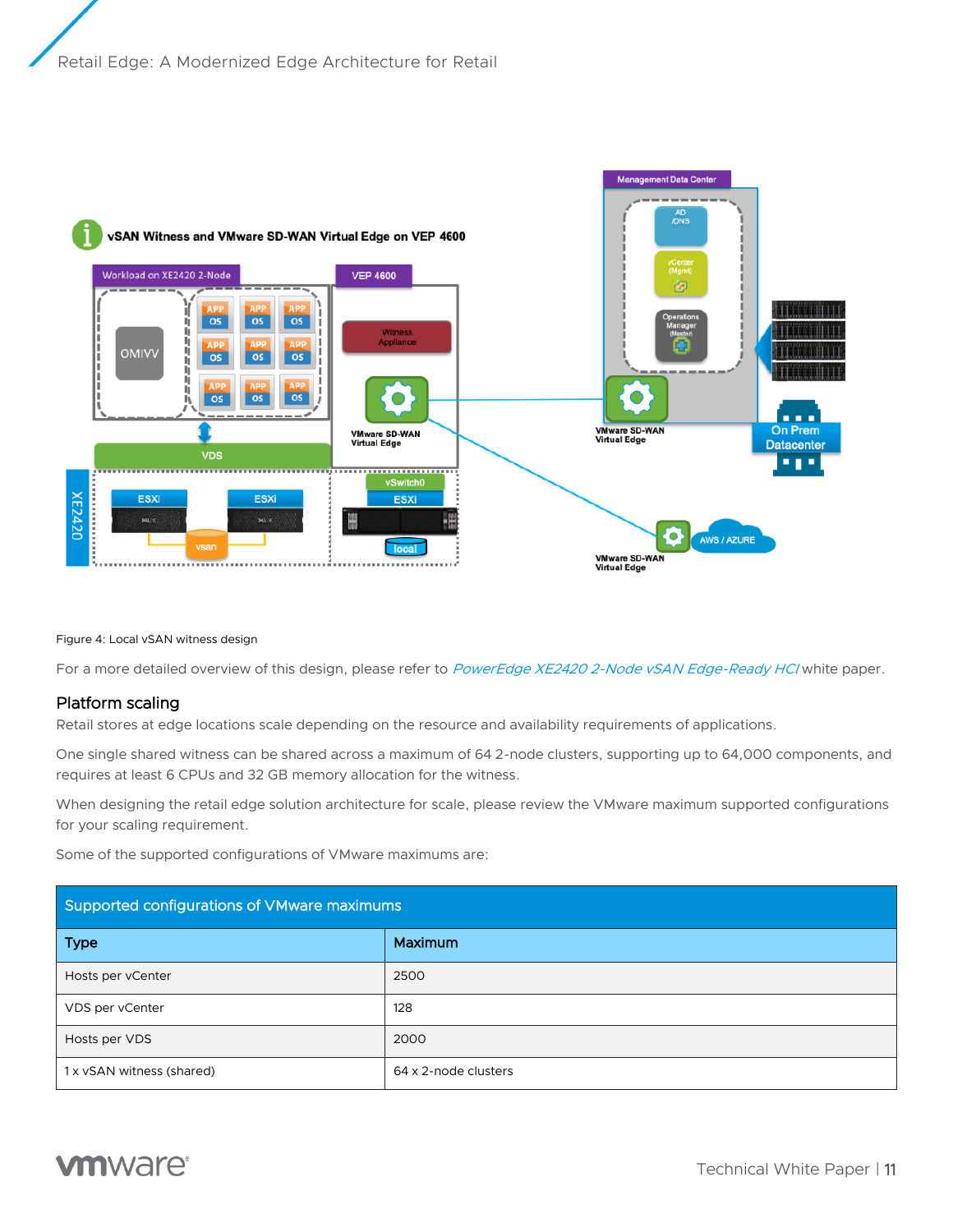Figure 4: Local vSAN witness design

For a more detailed overview of this design, please refer to *PowerEdge XE2420 2-Node vSAN Edge-Ready HCI* white paper.

## Platform scaling

Retail stores at edge locations scale depending on the resource and availability requirements of applications.

One single shared witness can be shared across a maximum of 64 2-node clusters, supporting up to 64,000 components, and requires at least 6 CPUs and 32 GB memory allocation for the witness.

When designing the retail edge solution architecture for scale, please review the VMware maximum supported configurations for your scaling requirement.

Some of the supported configurations of VMware maximums are:

| Supported configurations of VMware maximums | |
|---|---|
| **Type** | **Maximum** |
| Hosts per vCenter | 2500 |
| VDS per vCenter | 128 |
| Hosts per VDS | 2000 |
| 1 x vSAN witness (shared) | 64 x 2-node clusters |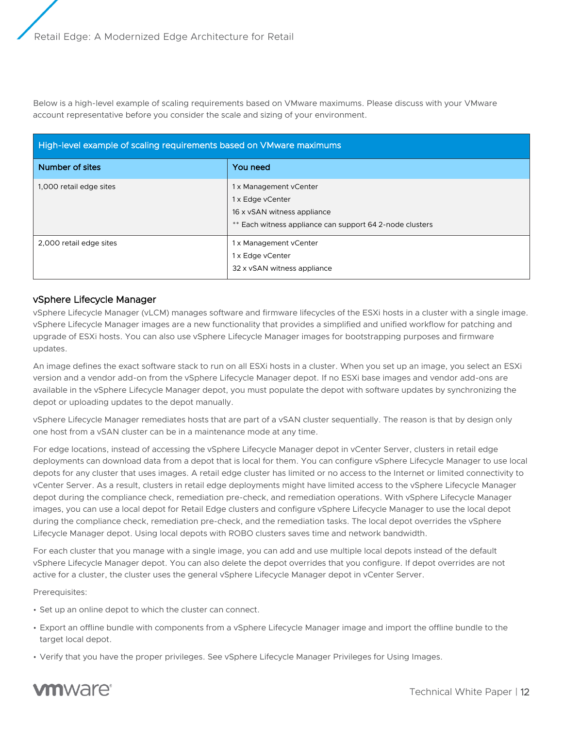Below is a high-level example of scaling requirements based on VMware maximums. Please discuss with your VMware account representative before you consider the scale and sizing of your environment.

| High-level example of scaling requirements based on VMware maximums | |
| --- | --- |
| **Number of sites** | **You need** |
| 1,000 retail edge sites | 1 x Management vCenter<br>1 x Edge vCenter<br>16 x vSAN witness appliance<br>** Each witness appliance can support 64 2-node clusters |
| 2,000 retail edge sites | 1 x Management vCenter<br>1 x Edge vCenter<br>32 x vSAN witness appliance |

### vSphere Lifecycle Manager

vSphere Lifecycle Manager (vLCM) manages software and firmware lifecycles of the ESXi hosts in a cluster with a single image. vSphere Lifecycle Manager images are a new functionality that provides a simplified and unified workflow for patching and upgrade of ESXi hosts. You can also use vSphere Lifecycle Manager images for bootstrapping purposes and firmware updates.

An image defines the exact software stack to run on all ESXi hosts in a cluster. When you set up an image, you select an ESXi version and a vendor add-on from the vSphere Lifecycle Manager depot. If no ESXi base images and vendor add-ons are available in the vSphere Lifecycle Manager depot, you must populate the depot with software updates by synchronizing the depot or uploading updates to the depot manually.

vSphere Lifecycle Manager remediates hosts that are part of a vSAN cluster sequentially. The reason is that by design only one host from a vSAN cluster can be in a maintenance mode at any time.

For edge locations, instead of accessing the vSphere Lifecycle Manager depot in vCenter Server, clusters in retail edge deployments can download data from a depot that is local for them. You can configure vSphere Lifecycle Manager to use local depots for any cluster that uses images. A retail edge cluster has limited or no access to the Internet or limited connectivity to vCenter Server. As a result, clusters in retail edge deployments might have limited access to the vSphere Lifecycle Manager depot during the compliance check, remediation pre-check, and remediation operations. With vSphere Lifecycle Manager images, you can use a local depot for Retail Edge clusters and configure vSphere Lifecycle Manager to use the local depot during the compliance check, remediation pre-check, and the remediation tasks. The local depot overrides the vSphere Lifecycle Manager depot. Using local depots with ROBO clusters saves time and network bandwidth.

For each cluster that you manage with a single image, you can add and use multiple local depots instead of the default vSphere Lifecycle Manager depot. You can also delete the depot overrides that you configure. If depot overrides are not active for a cluster, the cluster uses the general vSphere Lifecycle Manager depot in vCenter Server.

Prerequisites:

- Set up an online depot to which the cluster can connect.
- Export an offline bundle with components from a vSphere Lifecycle Manager image and import the offline bundle to the target local depot.
- Verify that you have the proper privileges. See vSphere Lifecycle Manager Privileges for Using Images.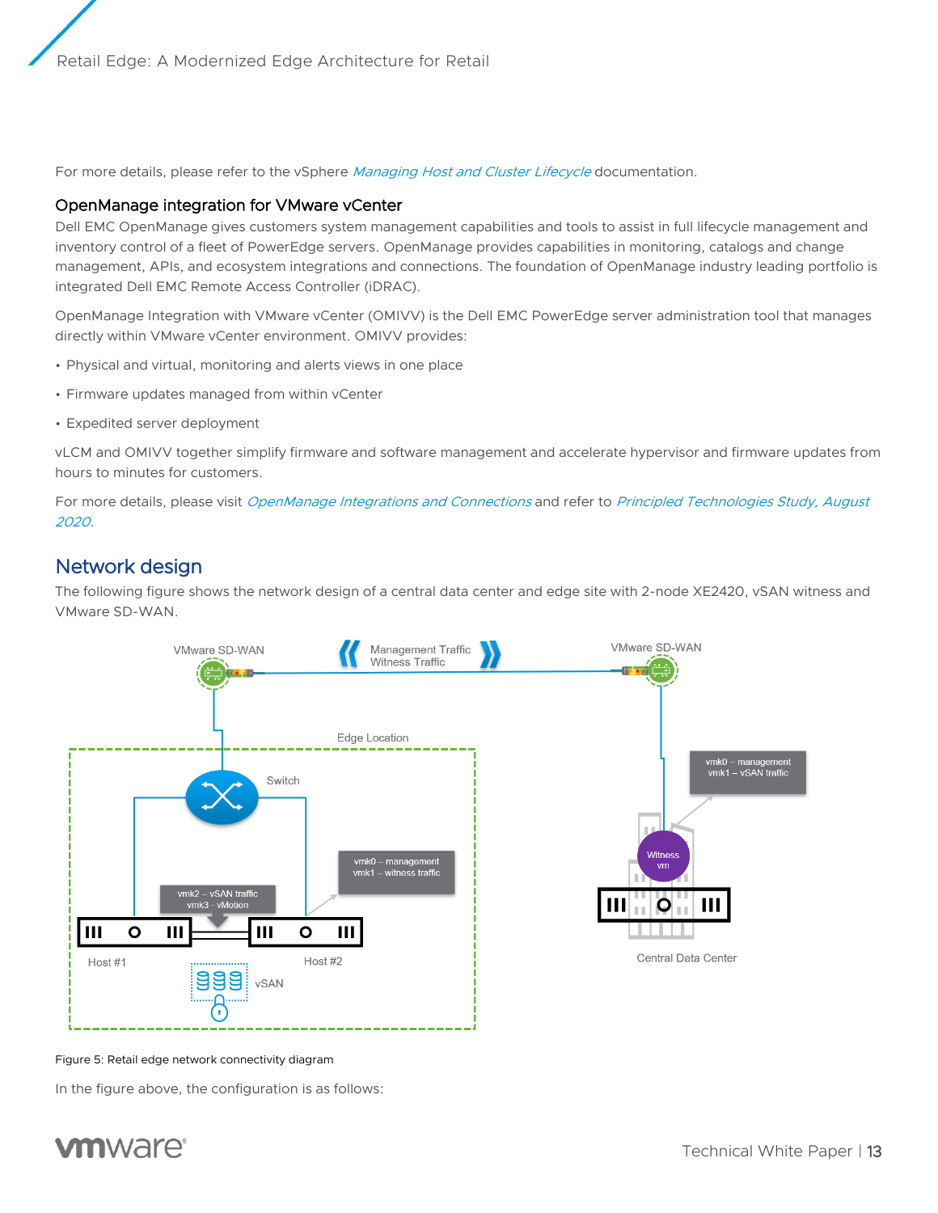For more details, please refer to the vSphere *Managing Host and Cluster Lifecycle* documentation.

### OpenManage integration for VMware vCenter

Dell EMC OpenManage gives customers system management capabilities and tools to assist in full lifecycle management and inventory control of a fleet of PowerEdge servers. OpenManage provides capabilities in monitoring, catalogs and change management, APIs, and ecosystem integrations and connections. The foundation of OpenManage industry leading portfolio is integrated Dell EMC Remote Access Controller (iDRAC).

OpenManage Integration with VMware vCenter (OMIVV) is the Dell EMC PowerEdge server administration tool that manages directly within VMware vCenter environment. OMIVV provides:

- Physical and virtual, monitoring and alerts views in one place
- Firmware updates managed from within vCenter
- Expedited server deployment

vLCM and OMIVV together simplify firmware and software management and accelerate hypervisor and firmware updates from hours to minutes for customers.

For more details, please visit *OpenManage Integrations and Connections* and refer to *Principled Technologies Study, August 2020*.

## Network design

The following figure shows the network design of a central data center and edge site with 2-node XE2420, vSAN witness and VMware SD-WAN.

Figure 5: Retail edge network connectivity diagram

In the figure above, the configuration is as follows: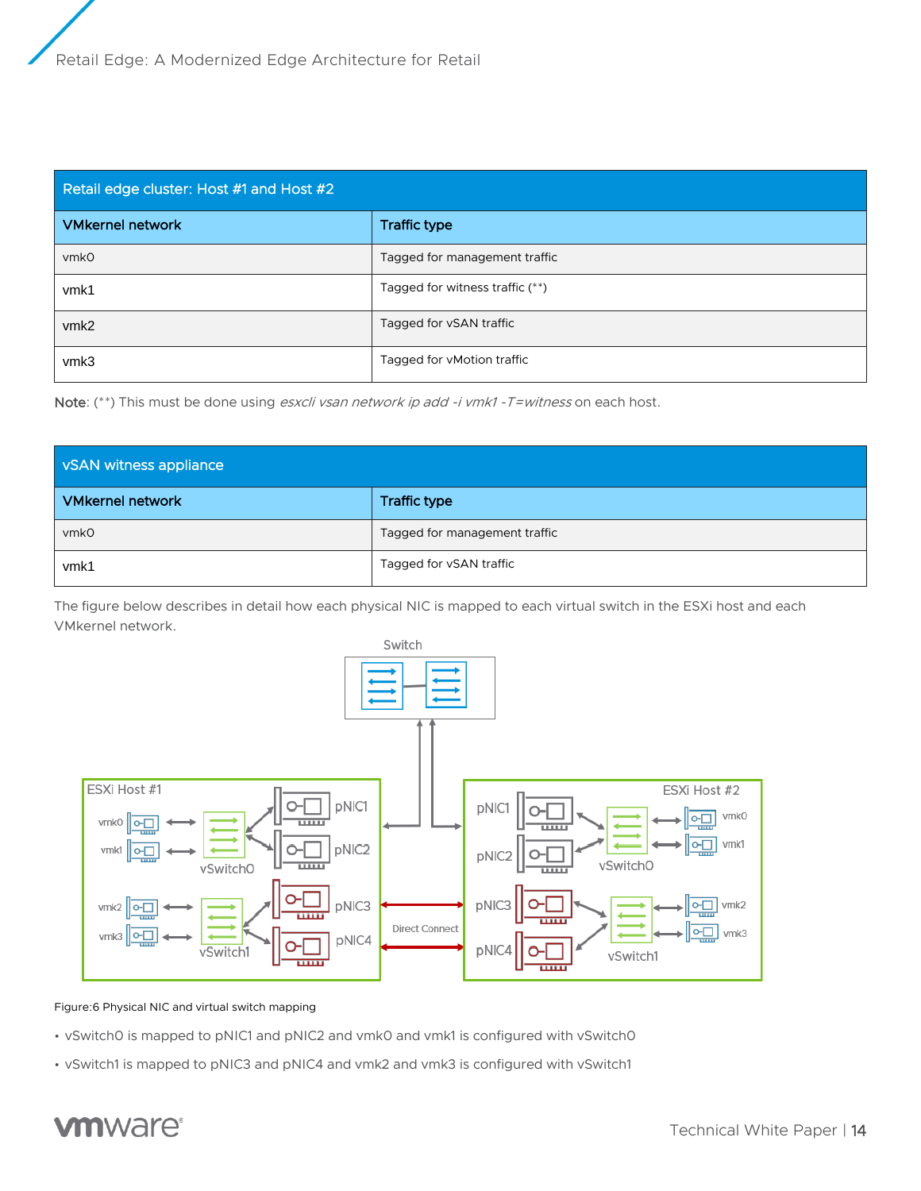| Retail edge cluster: Host #1 and Host #2 | |
|---|---|
| **VMkernel network** | **Traffic type** |
| vmk0 | Tagged for management traffic |
| vmk1 | Tagged for witness traffic (**) |
| vmk2 | Tagged for vSAN traffic |
| vmk3 | Tagged for vMotion traffic |

**Note**: (**) This must be done using *esxcli vsan network ip add -i vmk1 -T=witness* on each host.

| vSAN witness appliance | |
|---|---|
| **VMkernel network** | **Traffic type** |
| vmk0 | Tagged for management traffic |
| vmk1 | Tagged for vSAN traffic |

The figure below describes in detail how each physical NIC is mapped to each virtual switch in the ESXi host and each VMkernel network.

Figure:6 Physical NIC and virtual switch mapping

- vSwitch0 is mapped to pNIC1 and pNIC2 and vmk0 and vmk1 is configured with vSwitch0
- vSwitch1 is mapped to pNIC3 and pNIC4 and vmk2 and vmk3 is configured with vSwitch1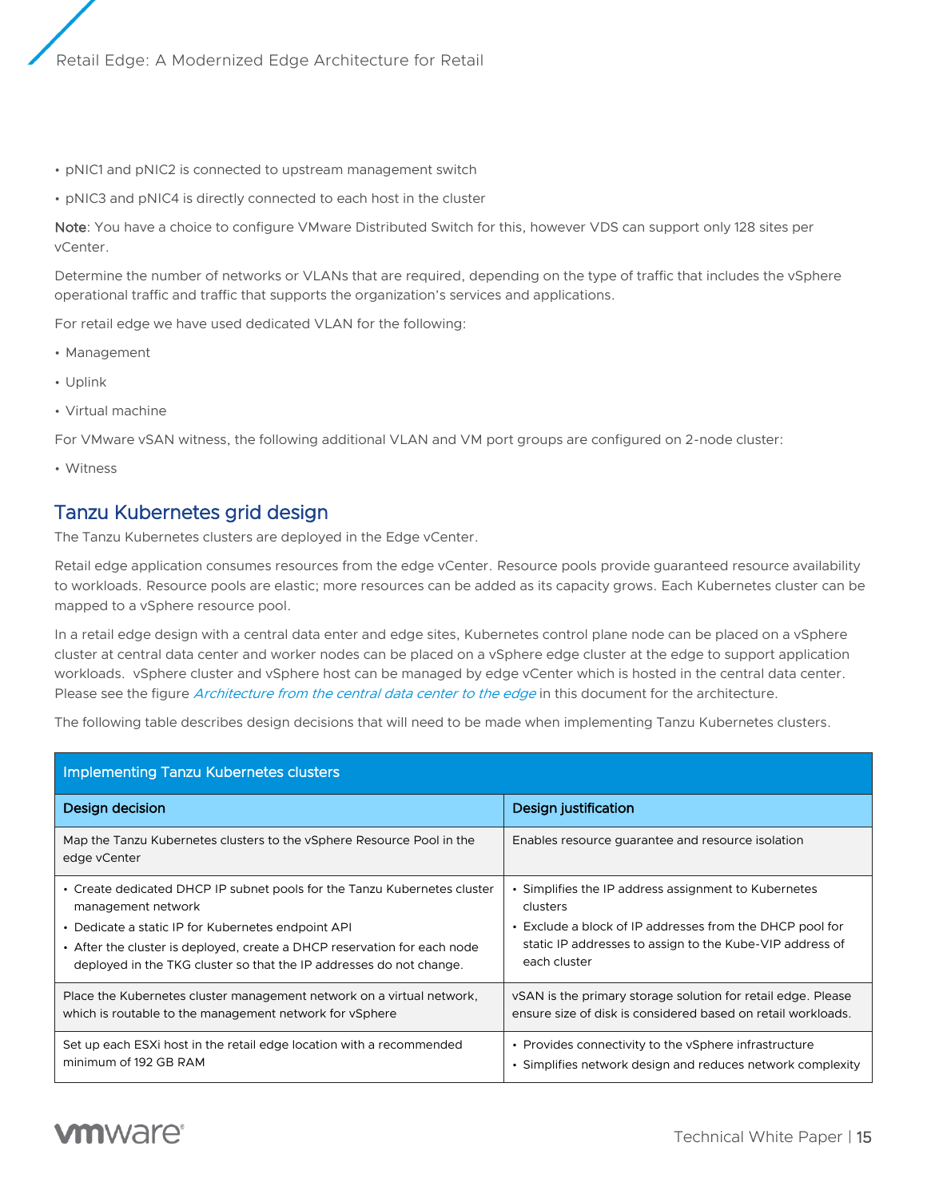- pNIC1 and pNIC2 is connected to upstream management switch
- pNIC3 and pNIC4 is directly connected to each host in the cluster

**Note**: You have a choice to configure VMware Distributed Switch for this, however VDS can support only 128 sites per vCenter.

Determine the number of networks or VLANs that are required, depending on the type of traffic that includes the vSphere operational traffic and traffic that supports the organization's services and applications.

For retail edge we have used dedicated VLAN for the following:

- Management
- Uplink
- Virtual machine

For VMware vSAN witness, the following additional VLAN and VM port groups are configured on 2-node cluster:

- Witness

## Tanzu Kubernetes grid design

The Tanzu Kubernetes clusters are deployed in the Edge vCenter.

Retail edge application consumes resources from the edge vCenter. Resource pools provide guaranteed resource availability to workloads. Resource pools are elastic; more resources can be added as its capacity grows. Each Kubernetes cluster can be mapped to a vSphere resource pool.

In a retail edge design with a central data enter and edge sites, Kubernetes control plane node can be placed on a vSphere cluster at central data center and worker nodes can be placed on a vSphere edge cluster at the edge to support application workloads. vSphere cluster and vSphere host can be managed by edge vCenter which is hosted in the central data center. Please see the figure *Architecture from the central data center to the edge* in this document for the architecture.

The following table describes design decisions that will need to be made when implementing Tanzu Kubernetes clusters.

| Implementing Tanzu Kubernetes clusters | |
|---|---|
| **Design decision** | **Design justification** |
| Map the Tanzu Kubernetes clusters to the vSphere Resource Pool in the edge vCenter | Enables resource guarantee and resource isolation |
| • Create dedicated DHCP IP subnet pools for the Tanzu Kubernetes cluster management network<br>• Dedicate a static IP for Kubernetes endpoint API<br>• After the cluster is deployed, create a DHCP reservation for each node deployed in the TKG cluster so that the IP addresses do not change. | • Simplifies the IP address assignment to Kubernetes clusters<br>• Exclude a block of IP addresses from the DHCP pool for static IP addresses to assign to the Kube-VIP address of each cluster |
| Place the Kubernetes cluster management network on a virtual network, which is routable to the management network for vSphere | vSAN is the primary storage solution for retail edge. Please ensure size of disk is considered based on retail workloads. |
| Set up each ESXi host in the retail edge location with a recommended minimum of 192 GB RAM | • Provides connectivity to the vSphere infrastructure<br>• Simplifies network design and reduces network complexity |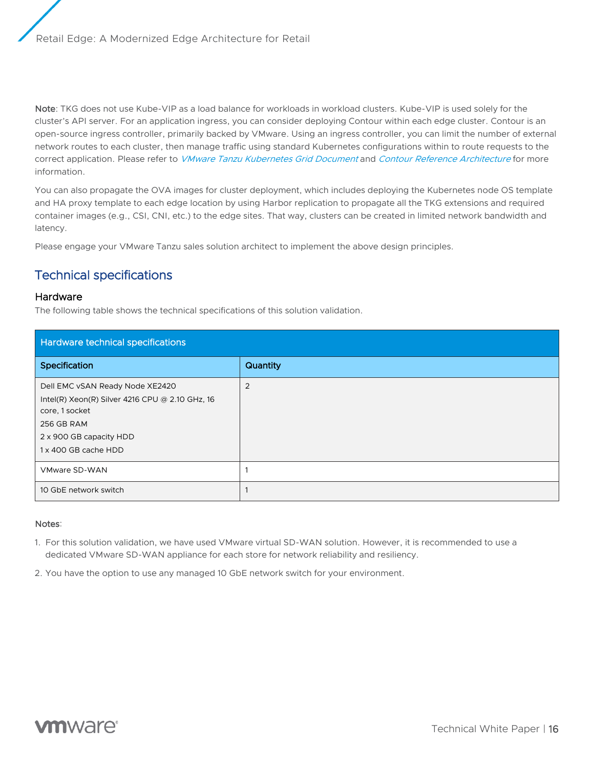**Note**: TKG does not use Kube-VIP as a load balance for workloads in workload clusters. Kube-VIP is used solely for the cluster's API server. For an application ingress, you can consider deploying Contour within each edge cluster. Contour is an open-source ingress controller, primarily backed by VMware. Using an ingress controller, you can limit the number of external network routes to each cluster, then manage traffic using standard Kubernetes configurations within to route requests to the correct application. Please refer to *VMware Tanzu Kubernetes Grid Document* and *Contour Reference Architecture* for more information.

You can also propagate the OVA images for cluster deployment, which includes deploying the Kubernetes node OS template and HA proxy template to each edge location by using Harbor replication to propagate all the TKG extensions and required container images (e.g., CSI, CNI, etc.) to the edge sites. That way, clusters can be created in limited network bandwidth and latency.

Please engage your VMware Tanzu sales solution architect to implement the above design principles.

## Technical specifications

### Hardware

The following table shows the technical specifications of this solution validation.

| Hardware technical specifications | |
|---|---|
| **Specification** | **Quantity** |
| Dell EMC vSAN Ready Node XE2420<br>Intel(R) Xeon(R) Silver 4216 CPU @ 2.10 GHz, 16 core, 1 socket<br>256 GB RAM<br>2 x 900 GB capacity HDD<br>1 x 400 GB cache HDD | 2 |
| VMware SD-WAN | 1 |
| 10 GbE network switch | 1 |

**Notes**:

1. For this solution validation, we have used VMware virtual SD-WAN solution. However, it is recommended to use a dedicated VMware SD-WAN appliance for each store for network reliability and resiliency.
2. You have the option to use any managed 10 GbE network switch for your environment.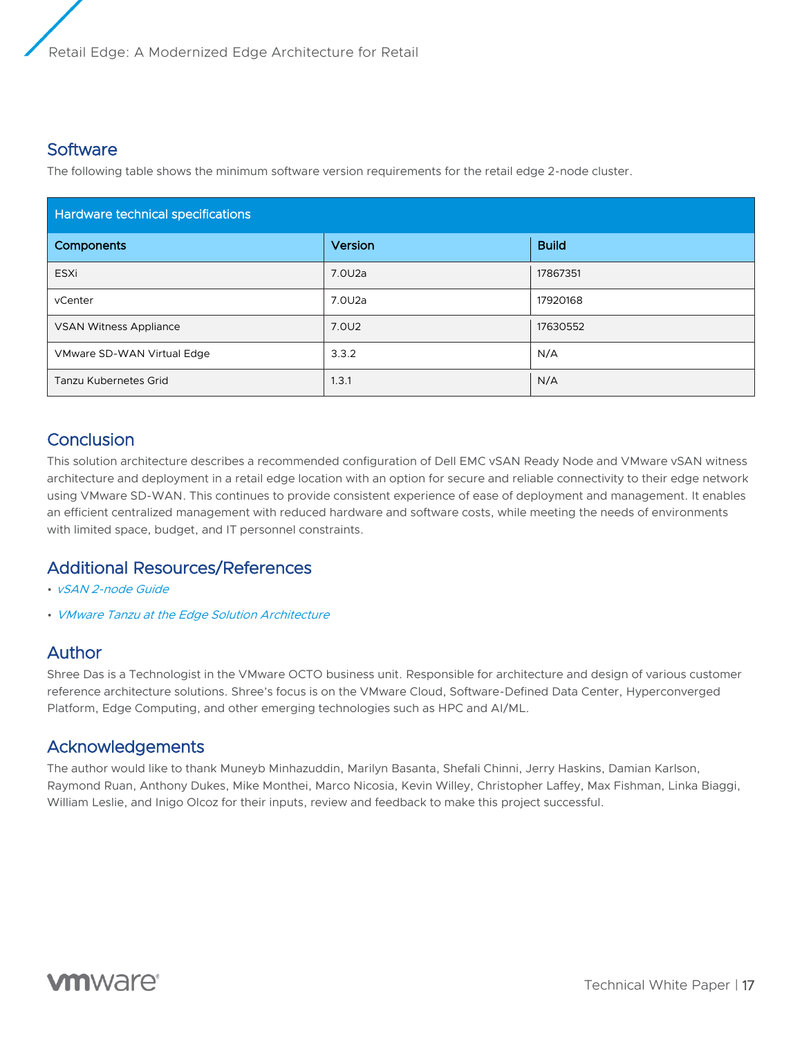## Software

The following table shows the minimum software version requirements for the retail edge 2-node cluster.

| Hardware technical specifications | | |
|---|---|---|
| **Components** | **Version** | **Build** |
| ESXi | 7.0U2a | 17867351 |
| vCenter | 7.0U2a | 17920168 |
| VSAN Witness Appliance | 7.0U2 | 17630552 |
| VMware SD-WAN Virtual Edge | 3.3.2 | N/A |
| Tanzu Kubernetes Grid | 1.3.1 | N/A |

## Conclusion

This solution architecture describes a recommended configuration of Dell EMC vSAN Ready Node and VMware vSAN witness architecture and deployment in a retail edge location with an option for secure and reliable connectivity to their edge network using VMware SD-WAN. This continues to provide consistent experience of ease of deployment and management. It enables an efficient centralized management with reduced hardware and software costs, while meeting the needs of environments with limited space, budget, and IT personnel constraints.

## Additional Resources/References

- *vSAN 2-node Guide*
- *VMware Tanzu at the Edge Solution Architecture*

## Author

Shree Das is a Technologist in the VMware OCTO business unit. Responsible for architecture and design of various customer reference architecture solutions. Shree's focus is on the VMware Cloud, Software-Defined Data Center, Hyperconverged Platform, Edge Computing, and other emerging technologies such as HPC and AI/ML.

## Acknowledgements

The author would like to thank Muneyb Minhazuddin, Marilyn Basanta, Shefali Chinni, Jerry Haskins, Damian Karlson, Raymond Ruan, Anthony Dukes, Mike Monthei, Marco Nicosia, Kevin Willey, Christopher Laffey, Max Fishman, Linka Biaggi, William Leslie, and Inigo Olcoz for their inputs, review and feedback to make this project successful.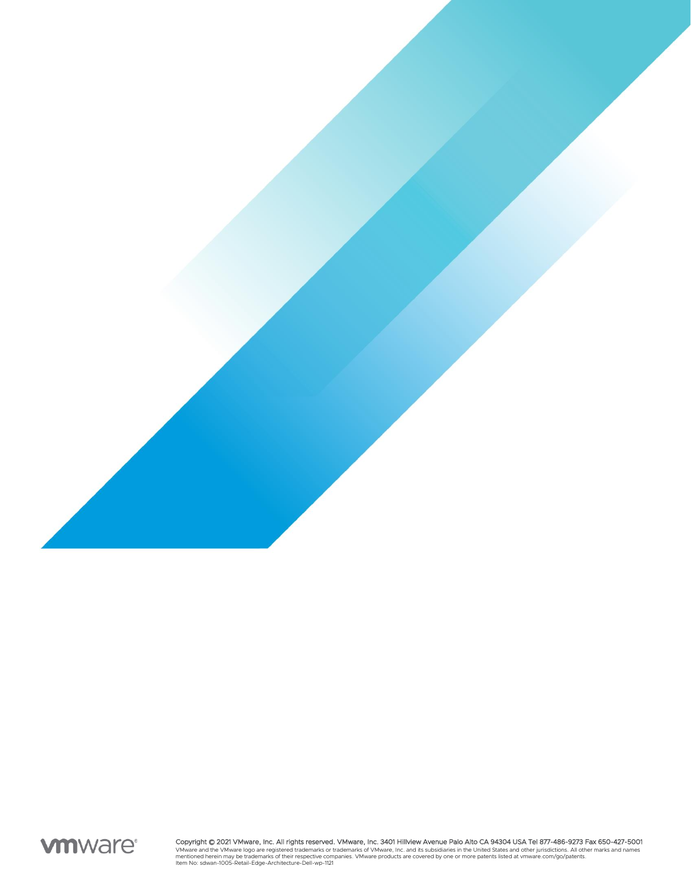vmware®

Copyright © 2021 VMware, Inc. All rights reserved. VMware, Inc. 3401 Hillview Avenue Palo Alto CA 94304 USA Tel 877-486-9273 Fax 650-427-5001
VMware and the VMware logo are registered trademarks or trademarks of VMware, Inc. and its subsidiaries in the United States and other jurisdictions. All other marks and names mentioned herein may be trademarks of their respective companies. VMware products are covered by one or more patents listed at vmware.com/go/patents.
Item No: sdwan-1005-Retail-Edge-Architecture-Dell-wp-1121